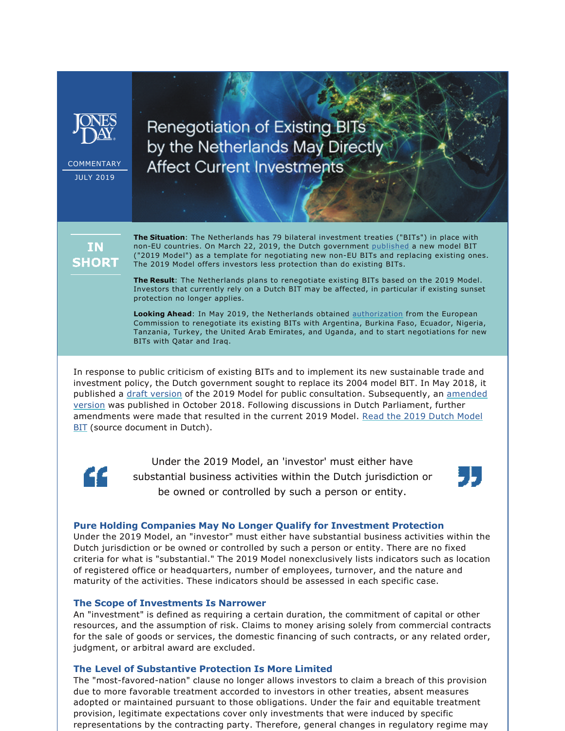JONES DAY

COMMENTARY

JULY 2019

# Renegotiation of Existing BITs by the Netherlands May Directly Affect Current Investments

**IN SHORT**

**The Situation**: The Netherlands has 79 bilateral investment treaties ("BITs") in place with non-EU countries. On March 22, 2019, the Dutch government published a new model BIT ("2019 Model") as a template for negotiating new non-EU BITs and replacing existing ones. The 2019 Model offers investors less protection than do existing BITs.

**The Result**: The Netherlands plans to renegotiate existing BITs based on the 2019 Model. Investors that currently rely on a Dutch BIT may be affected, in particular if existing sunset protection no longer applies.

**Looking Ahead**: In May 2019, the Netherlands obtained authorization from the European Commission to renegotiate its existing BITs with Argentina, Burkina Faso, Ecuador, Nigeria, Tanzania, Turkey, the United Arab Emirates, and Uganda, and to start negotiations for new BITs with Qatar and Iraq.

In response to public criticism of existing BITs and to implement its new sustainable trade and investment policy, the Dutch government sought to replace its 2004 model BIT. In May 2018, it published a draft version of the 2019 Model for public consultation. Subsequently, an amended version was published in October 2018. Following discussions in Dutch Parliament, further amendments were made that resulted in the current 2019 Model. Read the 2019 Dutch Model BIT (source document in Dutch).

> Under the 2019 Model, an 'investor' must either have substantial business activities within the Dutch jurisdiction or be owned or controlled by such a person or entity.

### Pure Holding Companies May No Longer Qualify for Investment Protection

Under the 2019 Model, an "investor" must either have substantial business activities within the Dutch jurisdiction or be owned or controlled by such a person or entity. There are no fixed criteria for what is "substantial." The 2019 Model nonexclusively lists indicators such as location of registered office or headquarters, number of employees, turnover, and the nature and maturity of the activities. These indicators should be assessed in each specific case.

### The Scope of Investments Is Narrower

An "investment" is defined as requiring a certain duration, the commitment of capital or other resources, and the assumption of risk. Claims to money arising solely from commercial contracts for the sale of goods or services, the domestic financing of such contracts, or any related order, judgment, or arbitral award are excluded.

### The Level of Substantive Protection Is More Limited

The "most-favored-nation" clause no longer allows investors to claim a breach of this provision due to more favorable treatment accorded to investors in other treaties, absent measures adopted or maintained pursuant to those obligations. Under the fair and equitable treatment provision, legitimate expectations cover only investments that were induced by specific representations by the contracting party. Therefore, general changes in regulatory regime may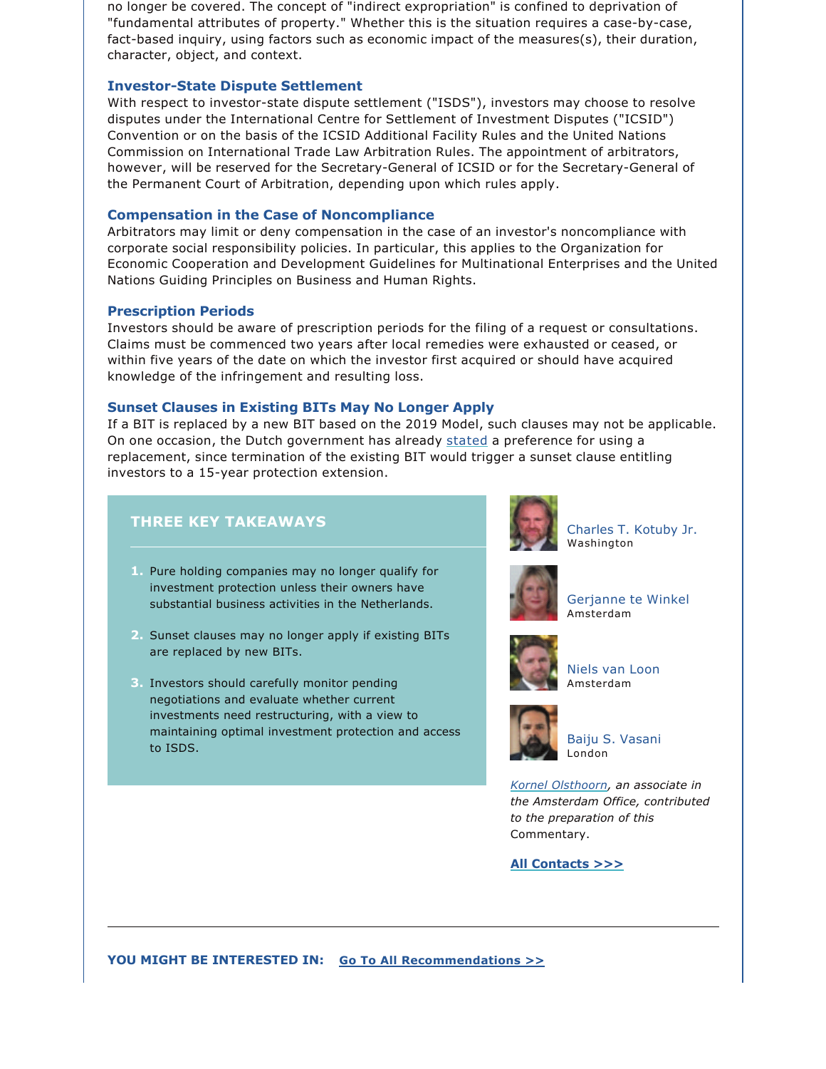no longer be covered. The concept of "indirect expropriation" is confined to deprivation of "fundamental attributes of property." Whether this is the situation requires a case-by-case, fact-based inquiry, using factors such as economic impact of the measures(s), their duration, character, object, and context.

### Investor-State Dispute Settlement

With respect to investor-state dispute settlement ("ISDS"), investors may choose to resolve disputes under the International Centre for Settlement of Investment Disputes ("ICSID") Convention or on the basis of the ICSID Additional Facility Rules and the United Nations Commission on International Trade Law Arbitration Rules. The appointment of arbitrators, however, will be reserved for the Secretary-General of ICSID or for the Secretary-General of the Permanent Court of Arbitration, depending upon which rules apply.

### Compensation in the Case of Noncompliance

Arbitrators may limit or deny compensation in the case of an investor's noncompliance with corporate social responsibility policies. In particular, this applies to the Organization for Economic Cooperation and Development Guidelines for Multinational Enterprises and the United Nations Guiding Principles on Business and Human Rights.

### Prescription Periods

Investors should be aware of prescription periods for the filing of a request or consultations. Claims must be commenced two years after local remedies were exhausted or ceased, or within five years of the date on which the investor first acquired or should have acquired knowledge of the infringement and resulting loss.

### Sunset Clauses in Existing BITs May No Longer Apply

If a BIT is replaced by a new BIT based on the 2019 Model, such clauses may not be applicable. On one occasion, the Dutch government has already stated a preference for using a replacement, since termination of the existing BIT would trigger a sunset clause entitling investors to a 15-year protection extension.

## THREE KEY TAKEAWAYS

1. Pure holding companies may no longer qualify for investment protection unless their owners have substantial business activities in the Netherlands.
2. Sunset clauses may no longer apply if existing BITs are replaced by new BITs.
3. Investors should carefully monitor pending negotiations and evaluate whether current investments need restructuring, with a view to maintaining optimal investment protection and access to ISDS.

Charles T. Kotuby Jr.
Washington

Gerjanne te Winkel
Amsterdam

Niels van Loon
Amsterdam

Baiju S. Vasani
London

*Kornel Olsthoorn, an associate in the Amsterdam Office, contributed to the preparation of this* Commentary.

**All Contacts >>>**

**YOU MIGHT BE INTERESTED IN:** **Go To All Recommendations >>**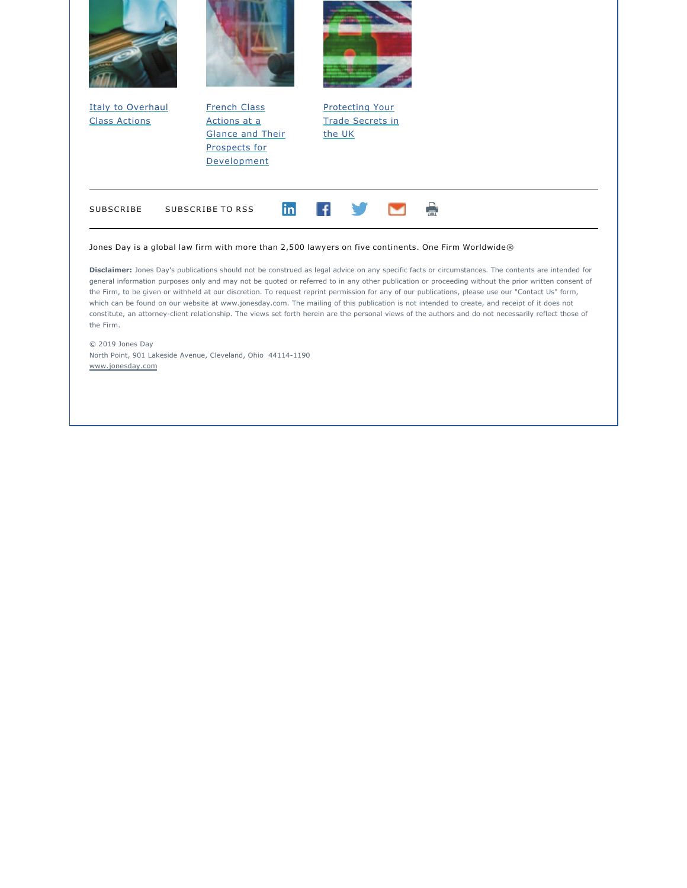Italy to Overhaul Class Actions

French Class Actions at a Glance and Their Prospects for Development

Protecting Your Trade Secrets in the UK

---

SUBSCRIBE    SUBSCRIBE TO RSS

---

Jones Day is a global law firm with more than 2,500 lawyers on five continents. One Firm Worldwide®

**Disclaimer:** Jones Day's publications should not be construed as legal advice on any specific facts or circumstances. The contents are intended for general information purposes only and may not be quoted or referred to in any other publication or proceeding without the prior written consent of the Firm, to be given or withheld at our discretion. To request reprint permission for any of our publications, please use our "Contact Us" form, which can be found on our website at www.jonesday.com. The mailing of this publication is not intended to create, and receipt of it does not constitute, an attorney-client relationship. The views set forth herein are the personal views of the authors and do not necessarily reflect those of the Firm.

© 2019 Jones Day
North Point, 901 Lakeside Avenue, Cleveland, Ohio 44114-1190
www.jonesday.com